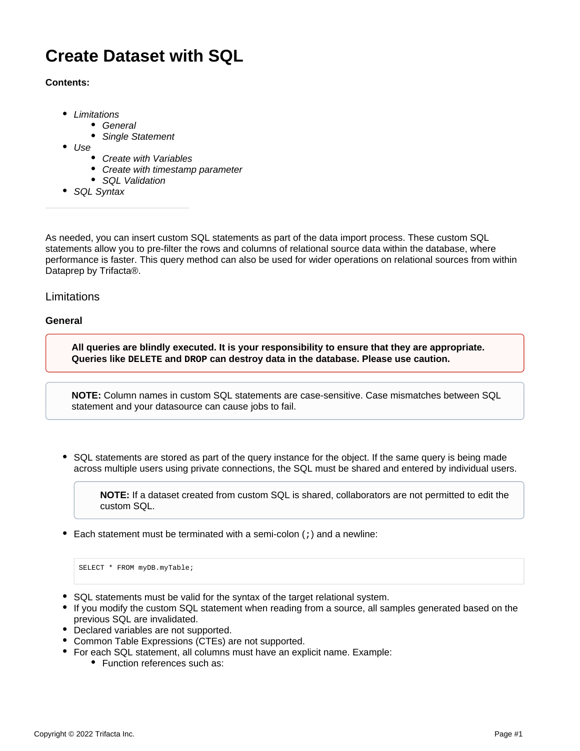# Create Dataset with SQL

**Contents:**

- *Limitations*
  - *General*
  - *Single Statement*
- *Use*
  - *Create with Variables*
  - *Create with timestamp parameter*
  - *SQL Validation*
- *SQL Syntax*

---

As needed, you can insert custom SQL statements as part of the data import process. These custom SQL statements allow you to pre-filter the rows and columns of relational source data within the database, where performance is faster. This query method can also be used for wider operations on relational sources from within Dataprep by Trifacta®.

## Limitations

### General

> **All queries are blindly executed. It is your responsibility to ensure that they are appropriate. Queries like `DELETE` and `DROP` can destroy data in the database. Please use caution.**

> **NOTE:** Column names in custom SQL statements are case-sensitive. Case mismatches between SQL statement and your datasource can cause jobs to fail.

- SQL statements are stored as part of the query instance for the object. If the same query is being made across multiple users using private connections, the SQL must be shared and entered by individual users.

  > **NOTE:** If a dataset created from custom SQL is shared, collaborators are not permitted to edit the custom SQL.

- Each statement must be terminated with a semi-colon (`;`) and a newline:

  ```
  SELECT * FROM myDB.myTable;
  ```

- SQL statements must be valid for the syntax of the target relational system.
- If you modify the custom SQL statement when reading from a source, all samples generated based on the previous SQL are invalidated.
- Declared variables are not supported.
- Common Table Expressions (CTEs) are not supported.
- For each SQL statement, all columns must have an explicit name. Example:
  - Function references such as: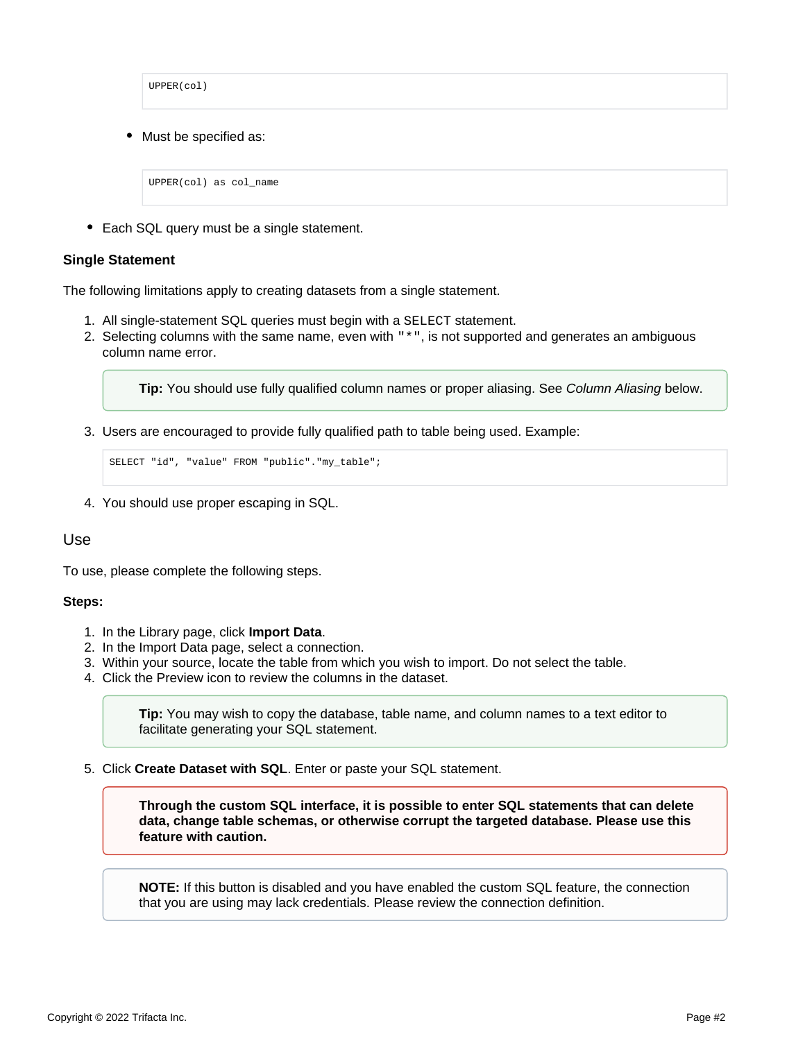```
UPPER(col)
```

- Must be specified as:

```
UPPER(col) as col_name
```

- Each SQL query must be a single statement.

**Single Statement**

The following limitations apply to creating datasets from a single statement.

1. All single-statement SQL queries must begin with a `SELECT` statement.
2. Selecting columns with the same name, even with `"*"`, is not supported and generates an ambiguous column name error.

> **Tip:** You should use fully qualified column names or proper aliasing. See *Column Aliasing* below.

3. Users are encouraged to provide fully qualified path to table being used. Example:

```
SELECT "id", "value" FROM "public"."my_table";
```

4. You should use proper escaping in SQL.

## Use

To use, please complete the following steps.

**Steps:**

1. In the Library page, click **Import Data**.
2. In the Import Data page, select a connection.
3. Within your source, locate the table from which you wish to import. Do not select the table.
4. Click the Preview icon to review the columns in the dataset.

> **Tip:** You may wish to copy the database, table name, and column names to a text editor to facilitate generating your SQL statement.

5. Click **Create Dataset with SQL**. Enter or paste your SQL statement.

> **Through the custom SQL interface, it is possible to enter SQL statements that can delete data, change table schemas, or otherwise corrupt the targeted database. Please use this feature with caution.**

> **NOTE:** If this button is disabled and you have enabled the custom SQL feature, the connection that you are using may lack credentials. Please review the connection definition.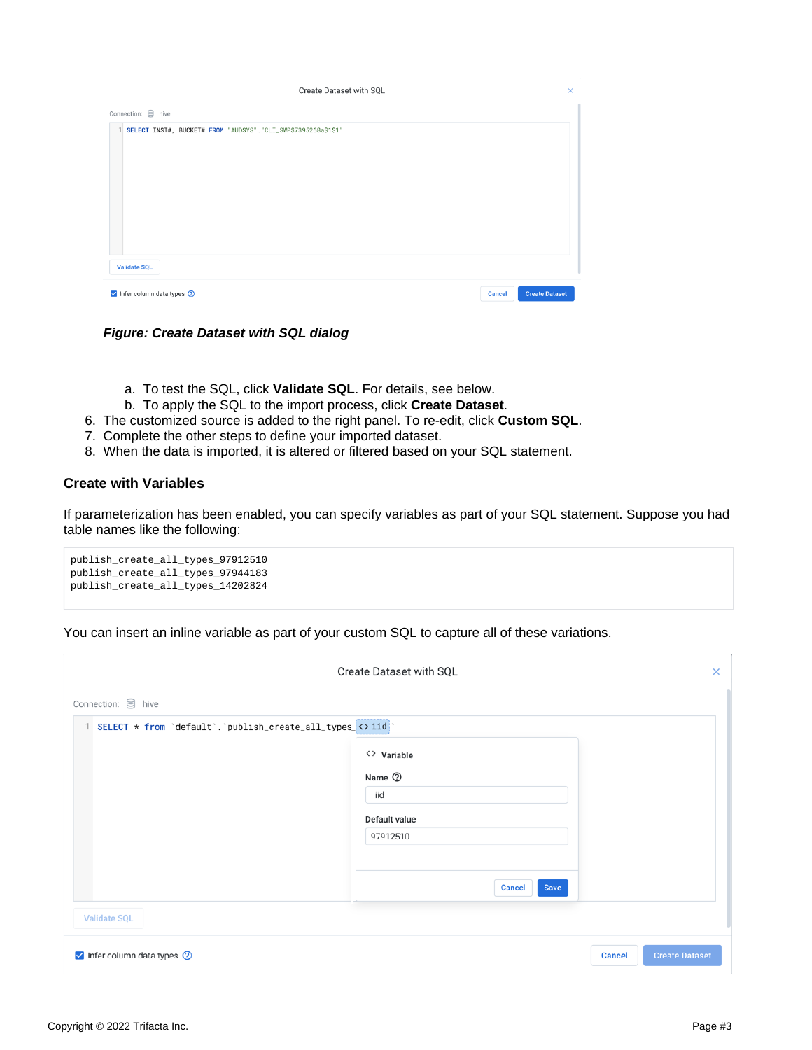*Figure: Create Dataset with SQL dialog*

   a. To test the SQL, click **Validate SQL**. For details, see below.
   b. To apply the SQL to the import process, click **Create Dataset**.
6. The customized source is added to the right panel. To re-edit, click **Custom SQL**.
7. Complete the other steps to define your imported dataset.
8. When the data is imported, it is altered or filtered based on your SQL statement.

### Create with Variables

If parameterization has been enabled, you can specify variables as part of your SQL statement. Suppose you had table names like the following:

```
publish_create_all_types_97912510
publish_create_all_types_97944183
publish_create_all_types_14202824
```

You can insert an inline variable as part of your custom SQL to capture all of these variations.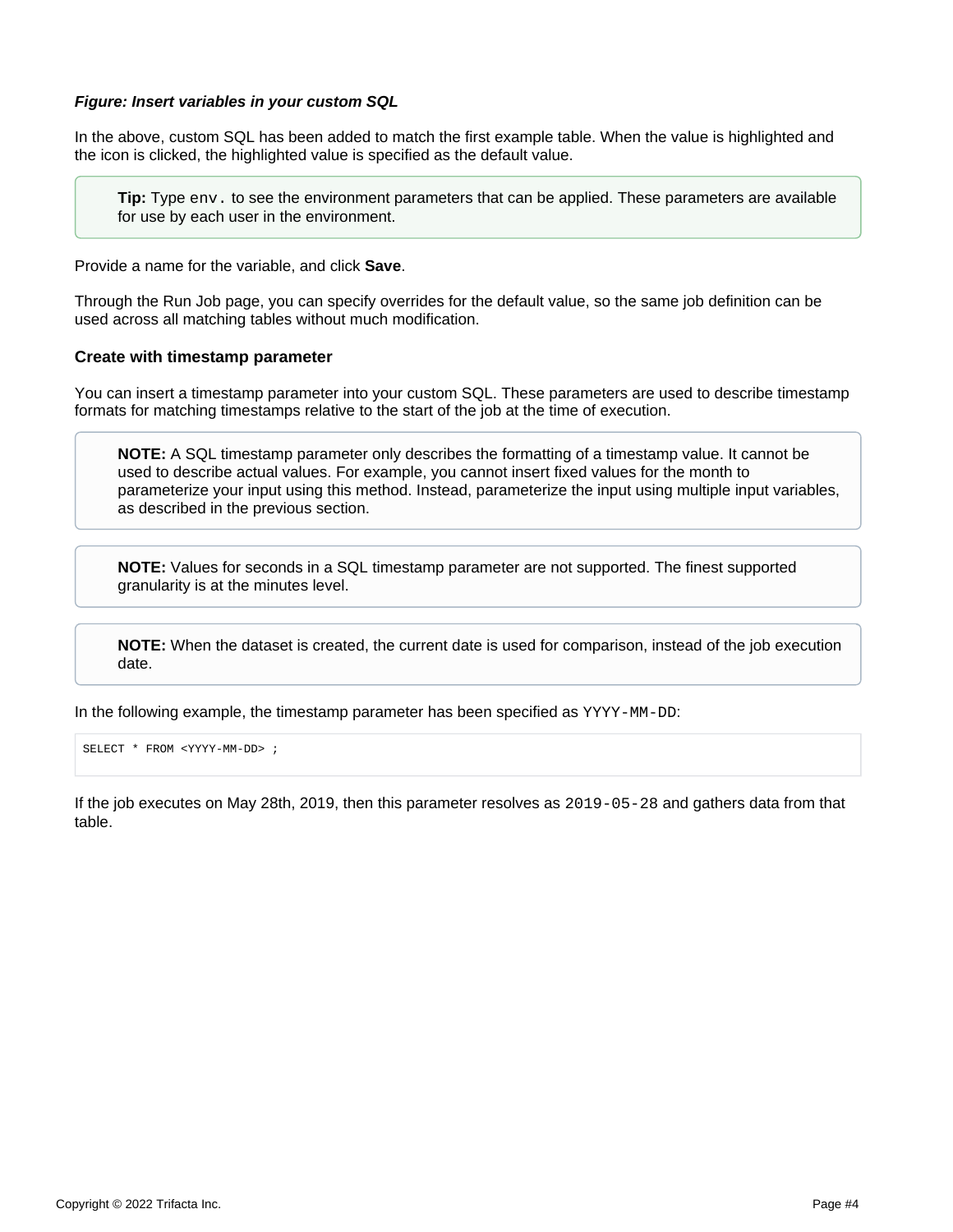***Figure: Insert variables in your custom SQL***

In the above, custom SQL has been added to match the first example table. When the value is highlighted and the icon is clicked, the highlighted value is specified as the default value.

> **Tip:** Type `env.` to see the environment parameters that can be applied. These parameters are available for use by each user in the environment.

Provide a name for the variable, and click **Save**.

Through the Run Job page, you can specify overrides for the default value, so the same job definition can be used across all matching tables without much modification.

#### Create with timestamp parameter

You can insert a timestamp parameter into your custom SQL. These parameters are used to describe timestamp formats for matching timestamps relative to the start of the job at the time of execution.

> **NOTE:** A SQL timestamp parameter only describes the formatting of a timestamp value. It cannot be used to describe actual values. For example, you cannot insert fixed values for the month to parameterize your input using this method. Instead, parameterize the input using multiple input variables, as described in the previous section.

> **NOTE:** Values for seconds in a SQL timestamp parameter are not supported. The finest supported granularity is at the minutes level.

> **NOTE:** When the dataset is created, the current date is used for comparison, instead of the job execution date.

In the following example, the timestamp parameter has been specified as `YYYY-MM-DD`:

```
SELECT * FROM <YYYY-MM-DD> ;
```

If the job executes on May 28th, 2019, then this parameter resolves as `2019-05-28` and gathers data from that table.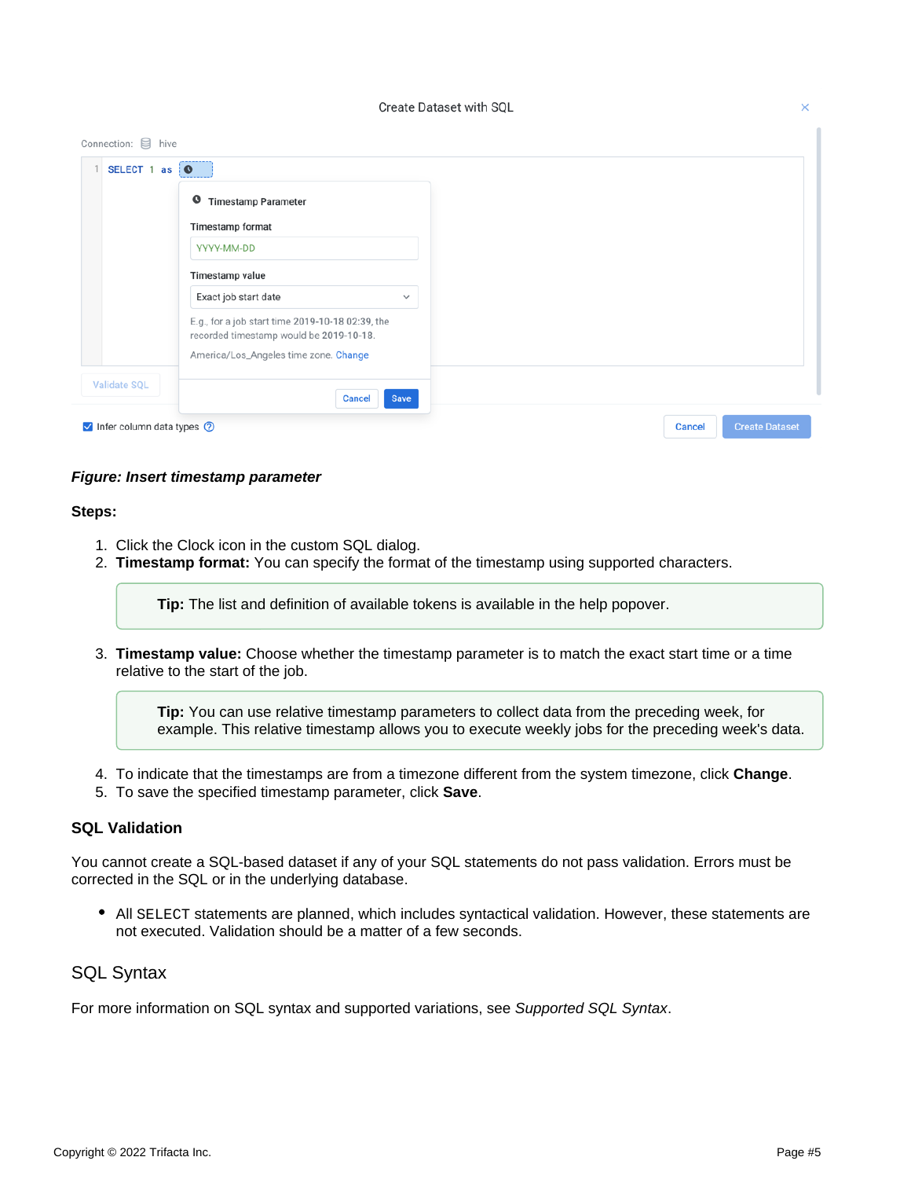*Figure: Insert timestamp parameter*

**Steps:**

1. Click the Clock icon in the custom SQL dialog.
2. **Timestamp format:** You can specify the format of the timestamp using supported characters.

   **Tip:** The list and definition of available tokens is available in the help popover.

3. **Timestamp value:** Choose whether the timestamp parameter is to match the exact start time or a time relative to the start of the job.

   **Tip:** You can use relative timestamp parameters to collect data from the preceding week, for example. This relative timestamp allows you to execute weekly jobs for the preceding week's data.

4. To indicate that the timestamps are from a timezone different from the system timezone, click **Change**.
5. To save the specified timestamp parameter, click **Save**.

### SQL Validation

You cannot create a SQL-based dataset if any of your SQL statements do not pass validation. Errors must be corrected in the SQL or in the underlying database.

- All SELECT statements are planned, which includes syntactical validation. However, these statements are not executed. Validation should be a matter of a few seconds.

## SQL Syntax

For more information on SQL syntax and supported variations, see *Supported SQL Syntax*.